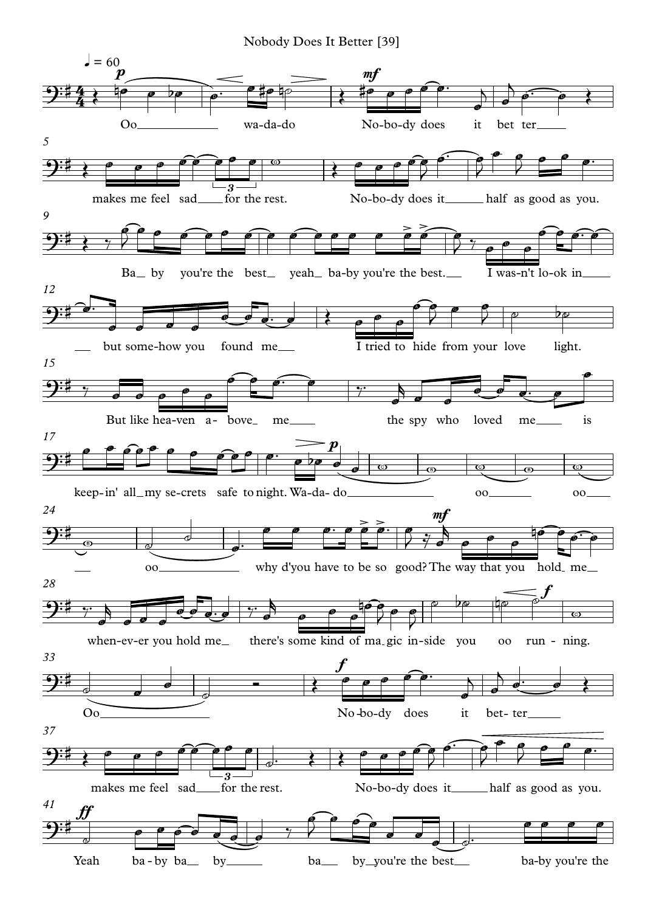# Nobody Does It Better [39]

♩ = 60

Oo wa-da-do No-bo-dy does it bet ter

makes me feel sad for the rest. No-bo-dy does it half as good as you.

Ba by you're the best yeah ba-by you're the best. I was-n't lo-ok in

but some-how you found me I tried to hide from your love light.

But like hea-ven a- bove me the spy who loved me is

keep-in' all my se-crets safe to night. Wa-da- do oo oo

oo why d'you have to be so good? The way that you hold me

when-ev-er you hold me there's some kind of ma gic in-side you oo run - ning.

Oo No-bo-dy does it bet- ter

makes me feel sad for the rest. No-bo-dy does it half as good as you.

Yeah ba - by ba by ba by you're the best ba-by you're the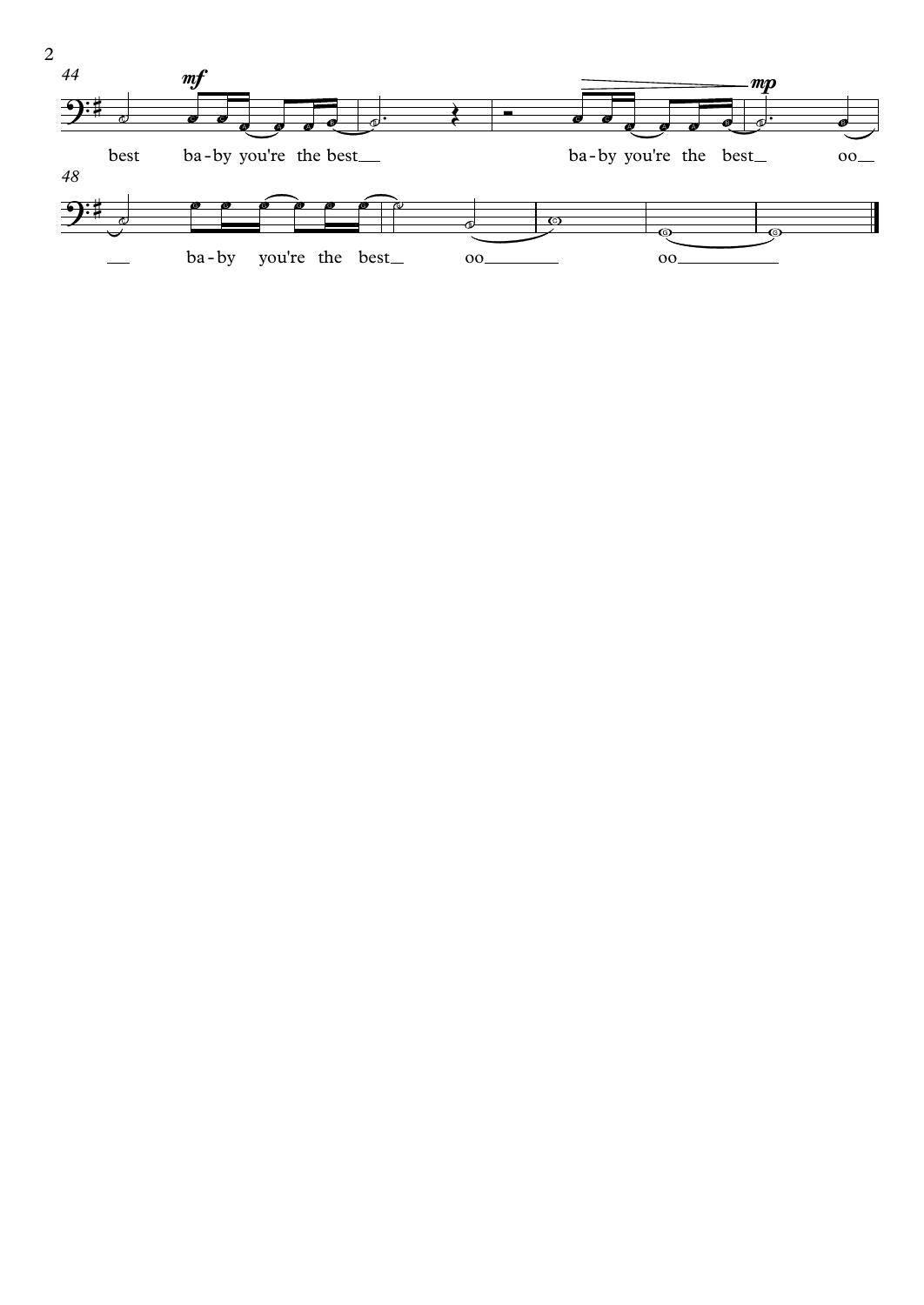44

*mf*

best ba-by you're the best

*mp*

ba-by you're the best oo

48

ba-by you're the best oo oo